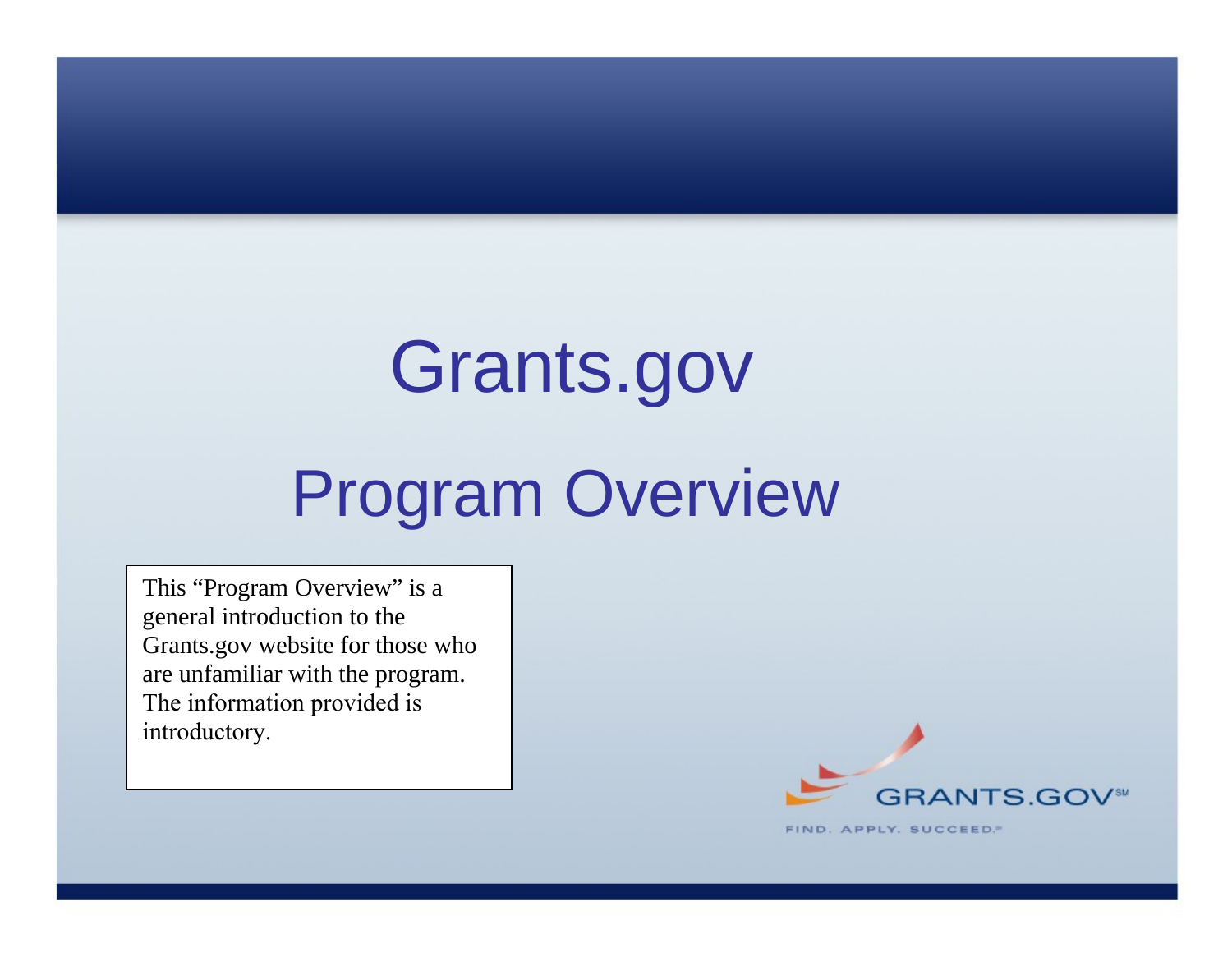# Grants.gov

## Program Overview

This “Program Overview” is a general introduction to the Grants.gov website for those who are unfamiliar with the program. The information provided is introductory.

GRANTS.GOV℠

FIND. APPLY. SUCCEED.℠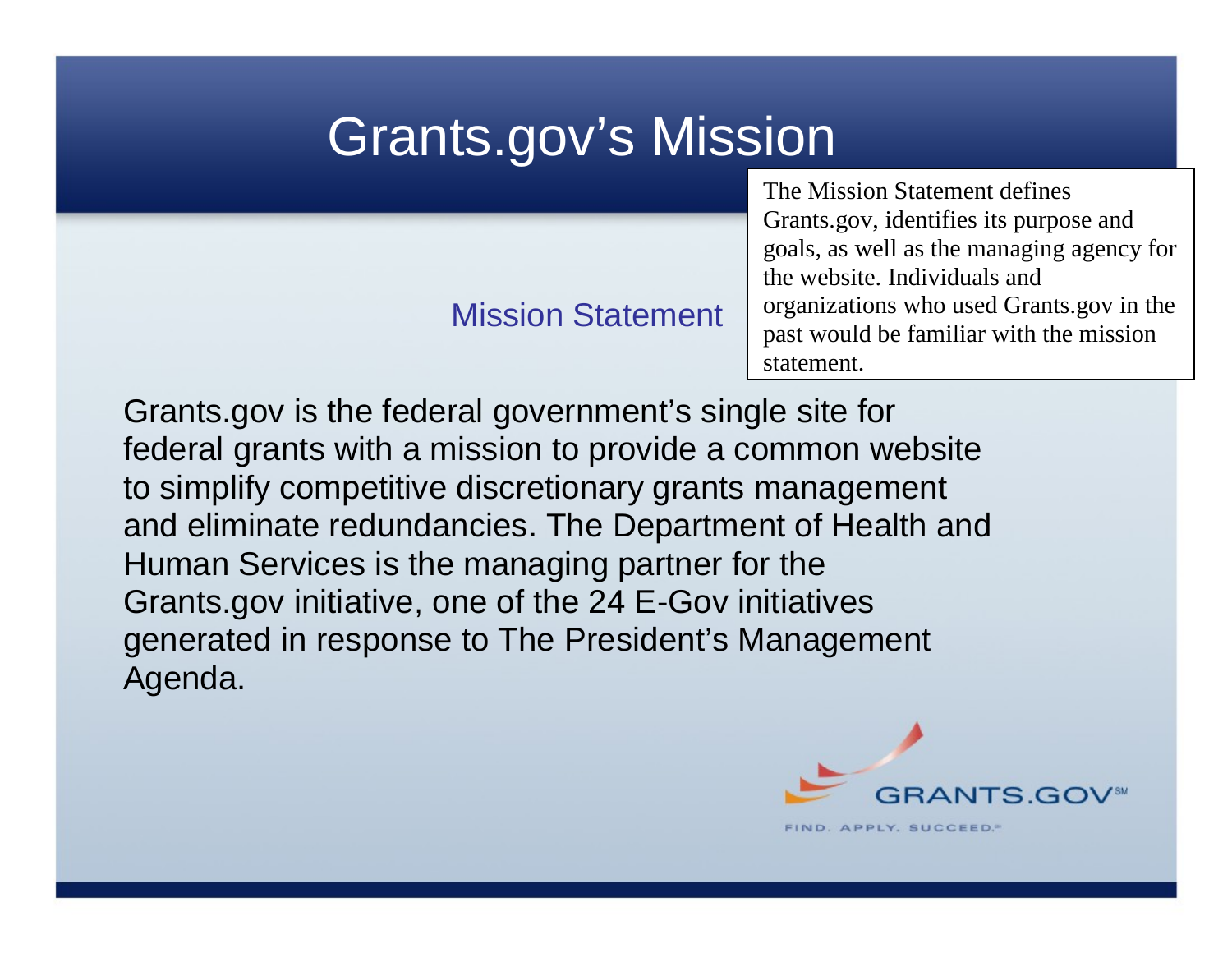# Grants.gov's Mission

The Mission Statement defines Grants.gov, identifies its purpose and goals, as well as the managing agency for the website. Individuals and organizations who used Grants.gov in the past would be familiar with the mission statement.

## Mission Statement

Grants.gov is the federal government's single site for federal grants with a mission to provide a common website to simplify competitive discretionary grants management and eliminate redundancies. The Department of Health and Human Services is the managing partner for the Grants.gov initiative, one of the 24 E-Gov initiatives generated in response to The President's Management Agenda.

GRANTS.GOV℠

FIND. APPLY. SUCCEED.℠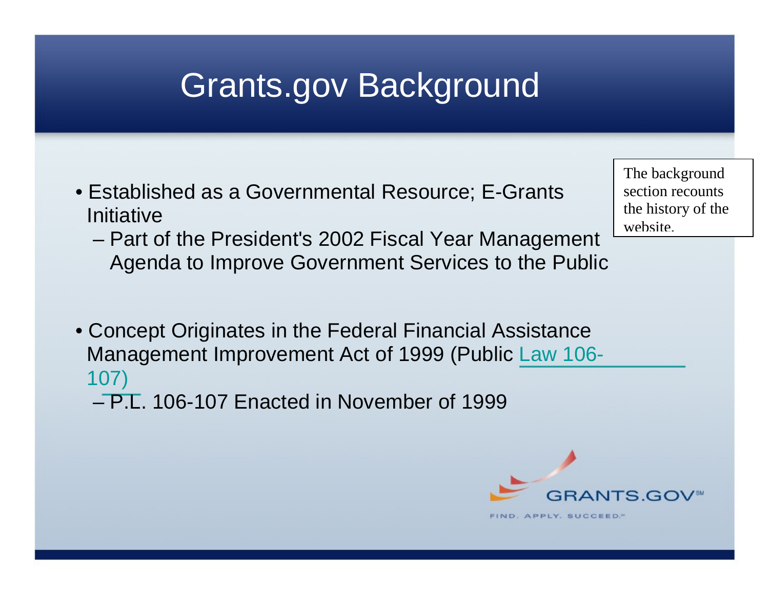# Grants.gov Background

- Established as a Governmental Resource; E-Grants Initiative
  - Part of the President's 2002 Fiscal Year Management Agenda to Improve Government Services to the Public

- Concept Originates in the Federal Financial Assistance Management Improvement Act of 1999 (Public Law 106-107)
  - P.L. 106-107 Enacted in November of 1999

The background section recounts the history of the website.

GRANTS.GOV℠

FIND. APPLY. SUCCEED.℠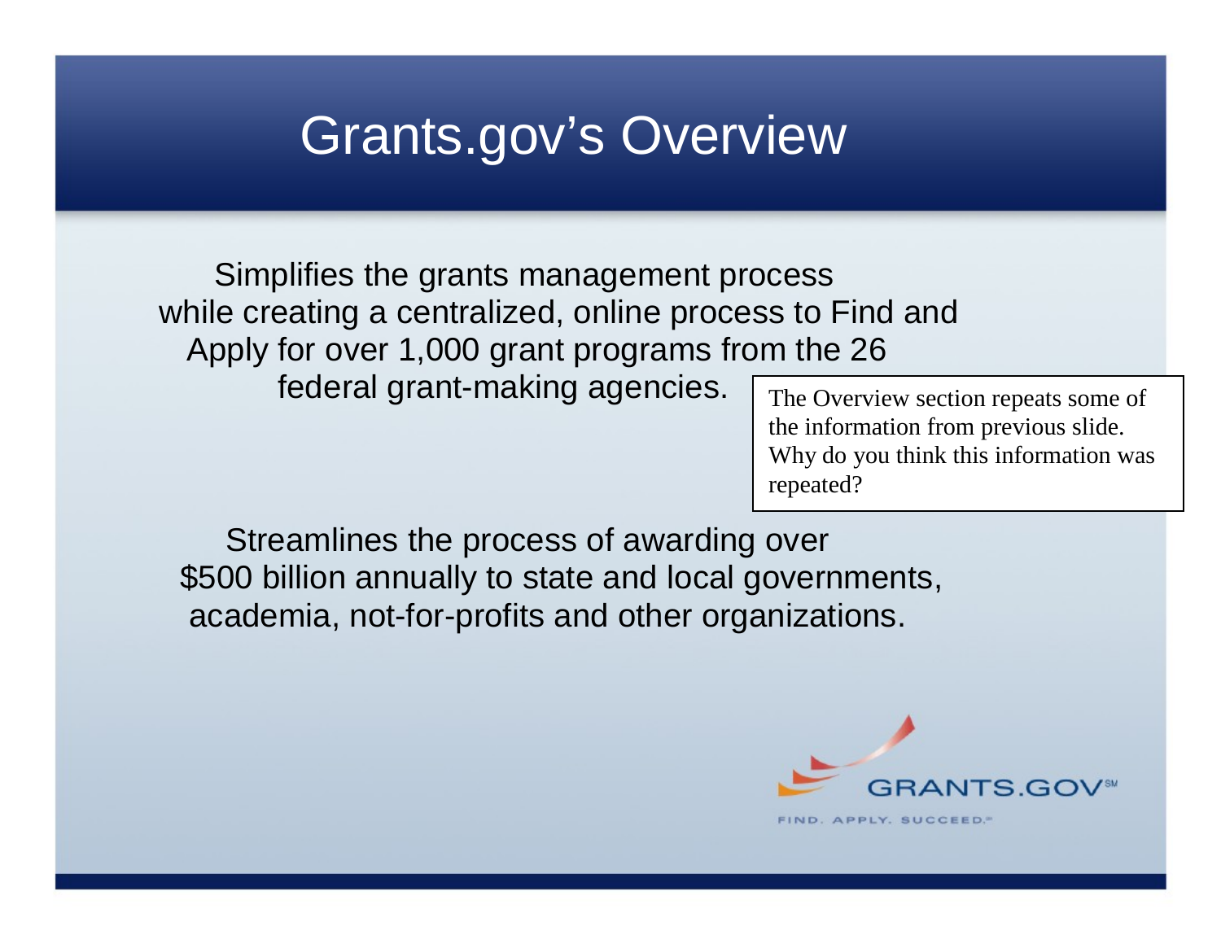# Grants.gov's Overview

Simplifies the grants management process while creating a centralized, online process to Find and Apply for over 1,000 grant programs from the 26 federal grant-making agencies.

The Overview section repeats some of the information from previous slide. Why do you think this information was repeated?

Streamlines the process of awarding over $500 billion annually to state and local governments, academia, not-for-profits and other organizations.

GRANTS.GOV℠

FIND. APPLY. SUCCEED.℠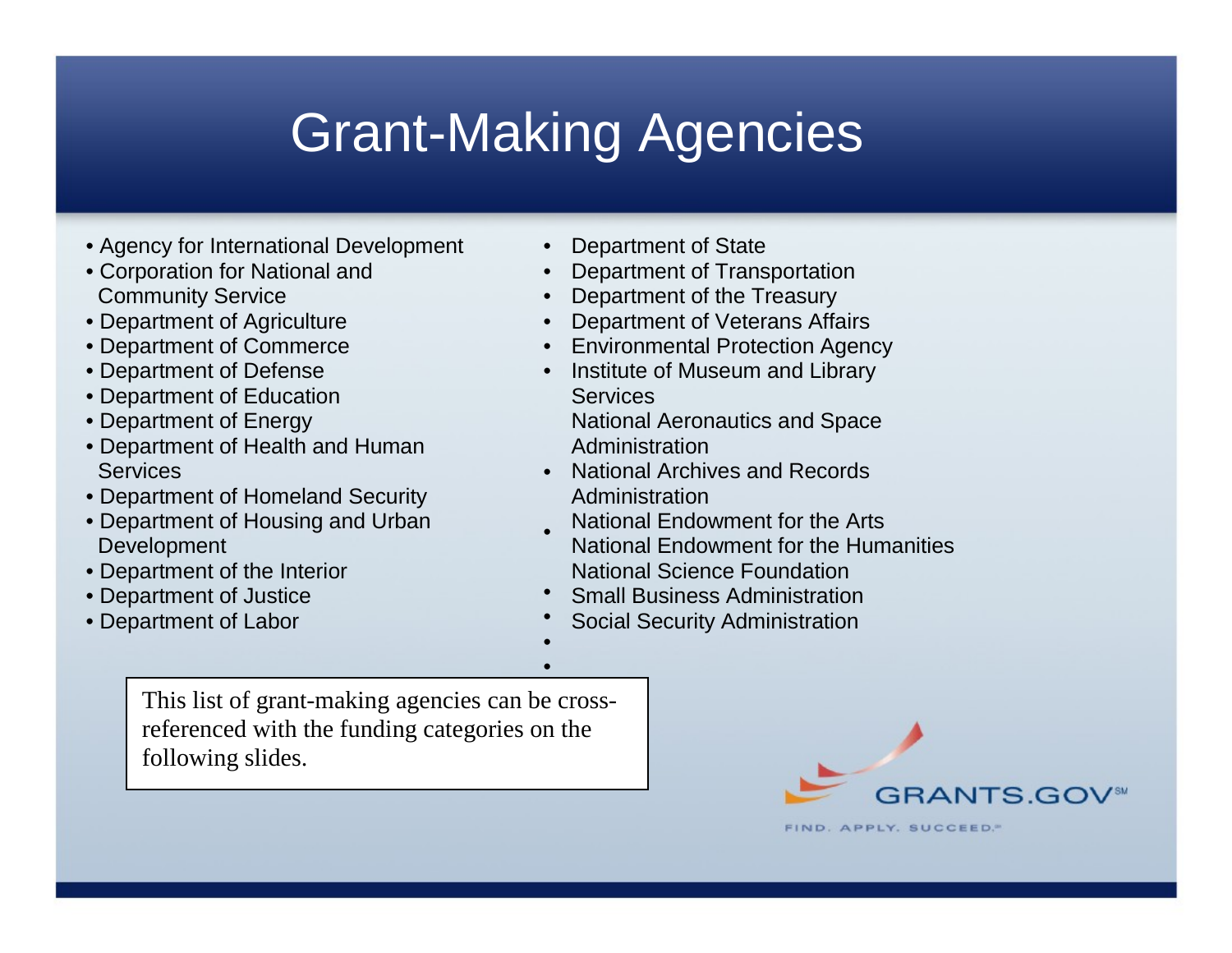# Grant-Making Agencies

- Agency for International Development
- Corporation for National and Community Service
- Department of Agriculture
- Department of Commerce
- Department of Defense
- Department of Education
- Department of Energy
- Department of Health and Human Services
- Department of Homeland Security
- Department of Housing and Urban Development
- Department of the Interior
- Department of Justice
- Department of Labor
- Department of State
- Department of Transportation
- Department of the Treasury
- Department of Veterans Affairs
- Environmental Protection Agency
- Institute of Museum and Library Services
- National Aeronautics and Space Administration
- National Archives and Records Administration
- National Endowment for the Arts
- National Endowment for the Humanities
- National Science Foundation
- Small Business Administration
- Social Security Administration

This list of grant-making agencies can be cross-referenced with the funding categories on the following slides.

GRANTS.GOV℠
FIND. APPLY. SUCCEED.℠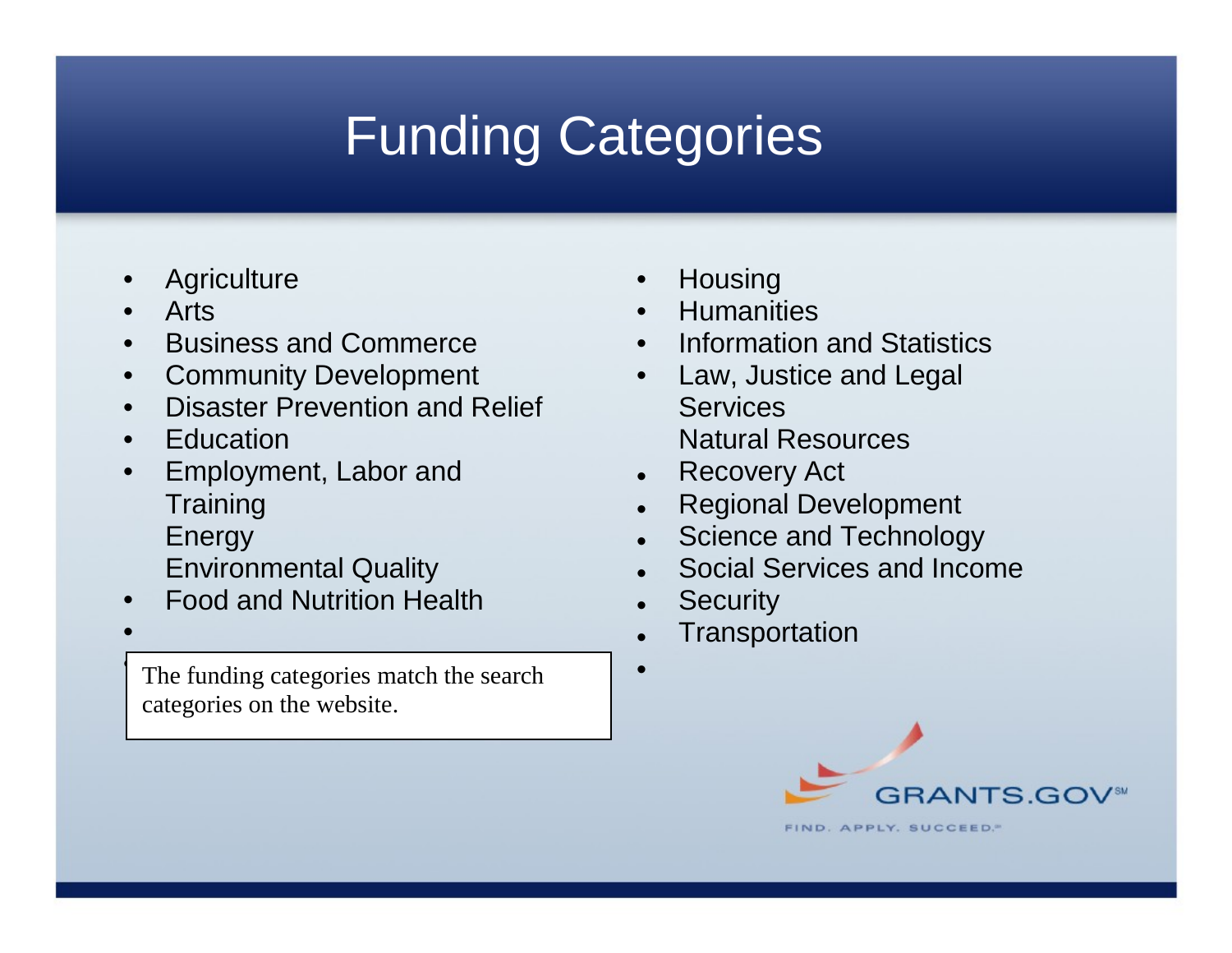# Funding Categories

- Agriculture
- Arts
- Business and Commerce
- Community Development
- Disaster Prevention and Relief
- Education
- Employment, Labor and Training
  Energy
  Environmental Quality
- Food and Nutrition Health
- Housing
- Humanities
- Information and Statistics
- Law, Justice and Legal Services
  Natural Resources
- Recovery Act
- Regional Development
- Science and Technology
- Social Services and Income
- Security
- Transportation

The funding categories match the search categories on the website.

GRANTS.GOV[SM]

FIND. APPLY. SUCCEED.[SM]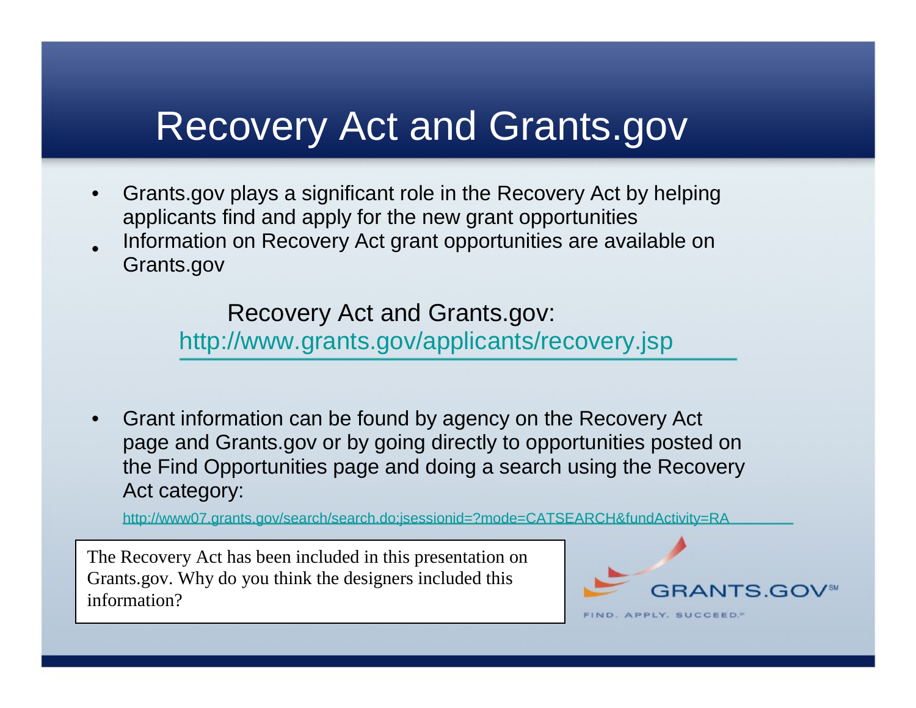# Recovery Act and Grants.gov

- Grants.gov plays a significant role in the Recovery Act by helping applicants find and apply for the new grant opportunities
- Information on Recovery Act grant opportunities are available on Grants.gov

Recovery Act and Grants.gov:
http://www.grants.gov/applicants/recovery.jsp

- Grant information can be found by agency on the Recovery Act page and Grants.gov or by going directly to opportunities posted on the Find Opportunities page and doing a search using the Recovery Act category:

http://www07.grants.gov/search/search.do;jsessionid=?mode=CATSEARCH&fundActivity=RA

The Recovery Act has been included in this presentation on Grants.gov. Why do you think the designers included this information?

GRANTS.GOV℠
FIND. APPLY. SUCCEED.℠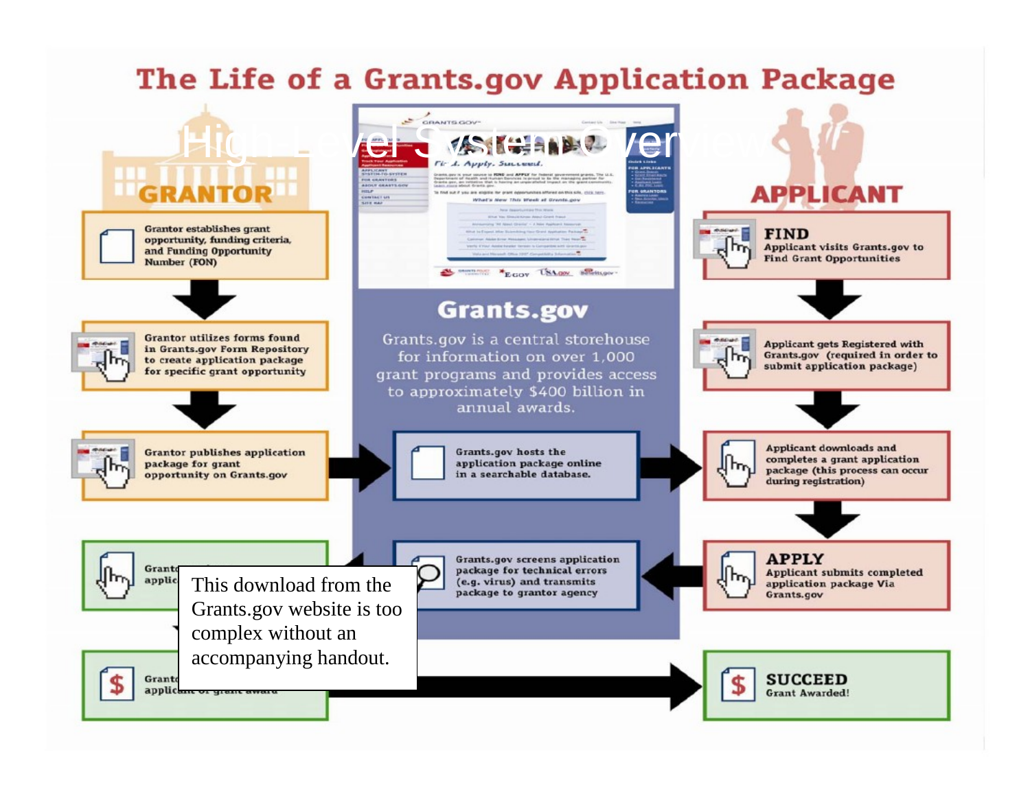# High-Level System Overview

## The Life of a Grants.gov Application Package

**GRANTOR**

- Grantor establishes grant opportunity, funding criteria, and Funding Opportunity Number (FON)
- Grantor utilizes forms found in Grants.gov Form Repository to create application package for specific grant opportunity
- Grantor publishes application package for grant opportunity on Grants.gov
- Grant... applic...
- Grant... applicant of grant award

**Grants.gov**

Grants.gov is a central storehouse for information on over 1,000 grant programs and provides access to approximately $400 billion in annual awards.

- Grants.gov hosts the application package online in a searchable database.
- Grants.gov screens application package for technical errors (e.g. virus) and transmits package to grantor agency

**APPLICANT**

- **FIND** Applicant visits Grants.gov to Find Grant Opportunities
- Applicant gets Registered with Grants.gov (required in order to submit application package)
- Applicant downloads and completes a grant application package (this process can occur during registration)
- **APPLY** Applicant submits completed application package Via Grants.gov
- **SUCCEED** Grant Awarded!

This download from the Grants.gov website is too complex without an accompanying handout.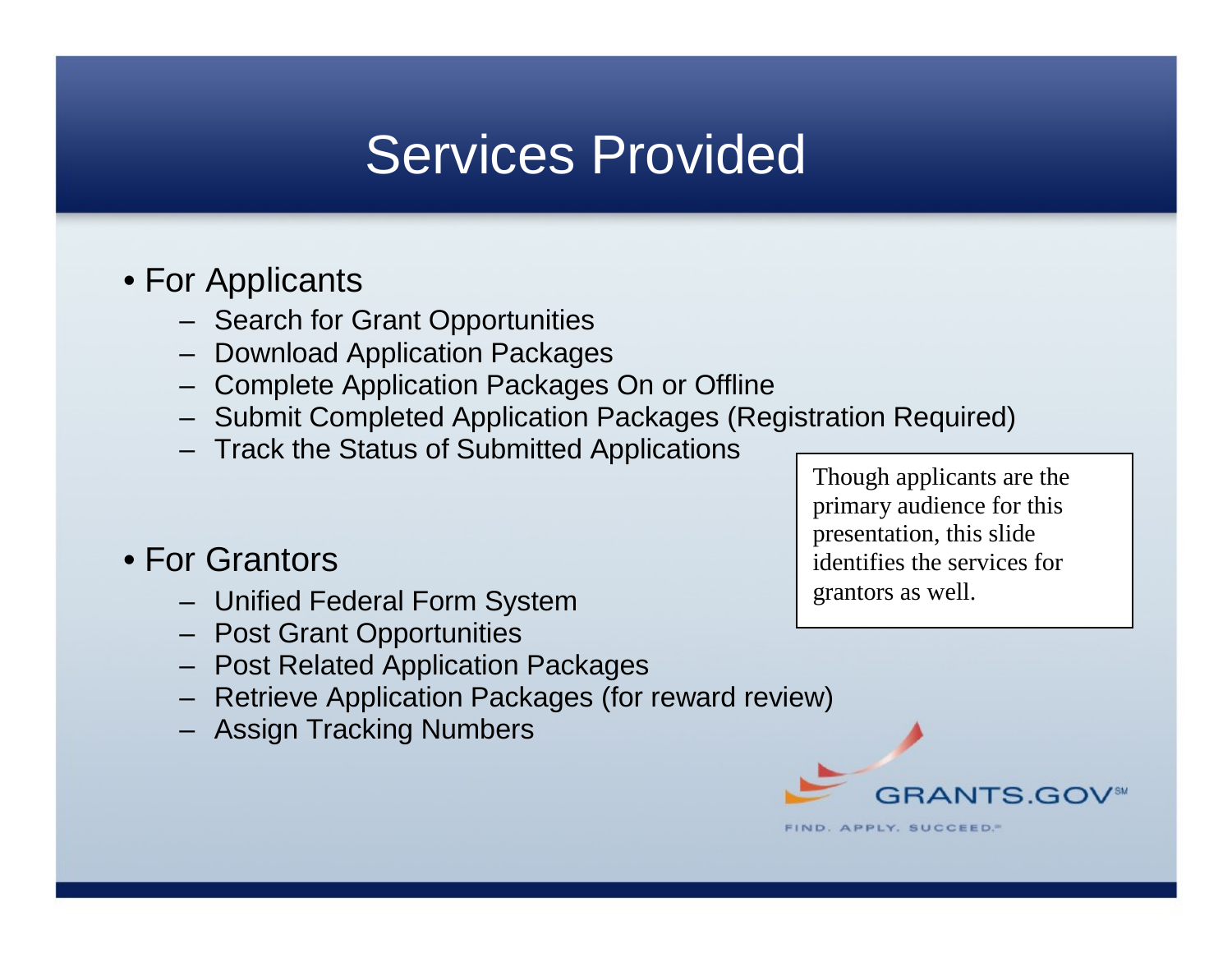# Services Provided

- For Applicants
  - Search for Grant Opportunities
  - Download Application Packages
  - Complete Application Packages On or Offline
  - Submit Completed Application Packages (Registration Required)
  - Track the Status of Submitted Applications

- For Grantors
  - Unified Federal Form System
  - Post Grant Opportunities
  - Post Related Application Packages
  - Retrieve Application Packages (for reward review)
  - Assign Tracking Numbers

Though applicants are the primary audience for this presentation, this slide identifies the services for grantors as well.

GRANTS.GOV℠

FIND. APPLY. SUCCEED.℠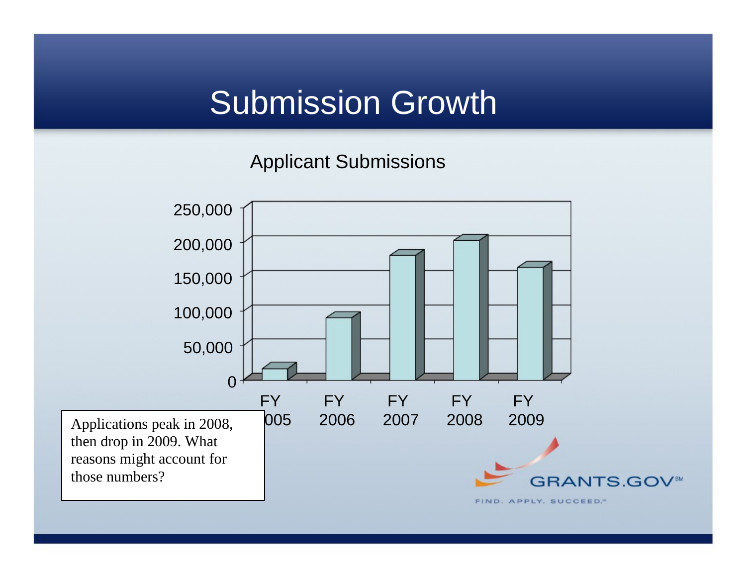# Submission Growth

Applicant Submissions

| | Applicant Submissions |
|---|---|
| FY 2005 | ~15,000 |
| FY 2006 | ~90,000 |
| FY 2007 | ~180,000 |
| FY 2008 | ~202,000 |
| FY 2009 | ~162,000 |

Applications peak in 2008, then drop in 2009. What reasons might account for those numbers?

GRANTS.GOV[SM]

FIND. APPLY. SUCCEED.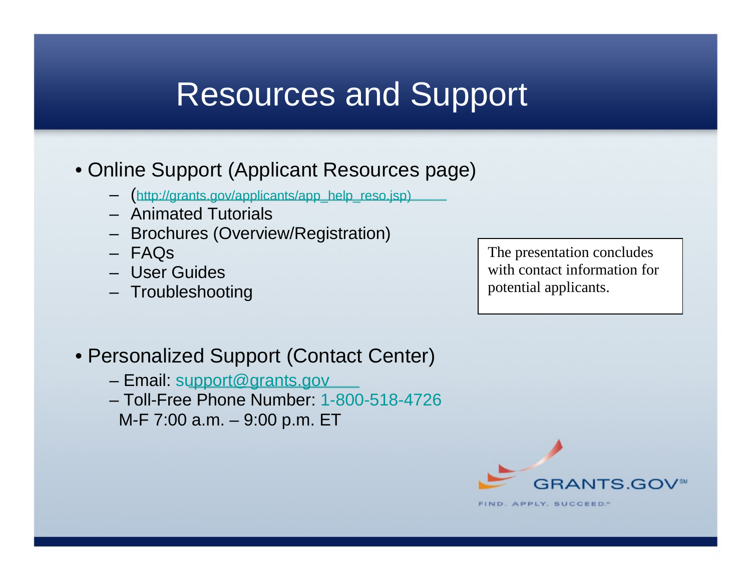# Resources and Support

- Online Support (Applicant Resources page)
  - (http://grants.gov/applicants/app_help_reso.jsp)
  - Animated Tutorials
  - Brochures (Overview/Registration)
  - FAQs
  - User Guides
  - Troubleshooting

The presentation concludes with contact information for potential applicants.

- Personalized Support (Contact Center)
  - Email: support@grants.gov
  - Toll-Free Phone Number: 1-800-518-4726
    M-F 7:00 a.m. – 9:00 p.m. ET

GRANTS.GOV℠

FIND. APPLY. SUCCEED.℠